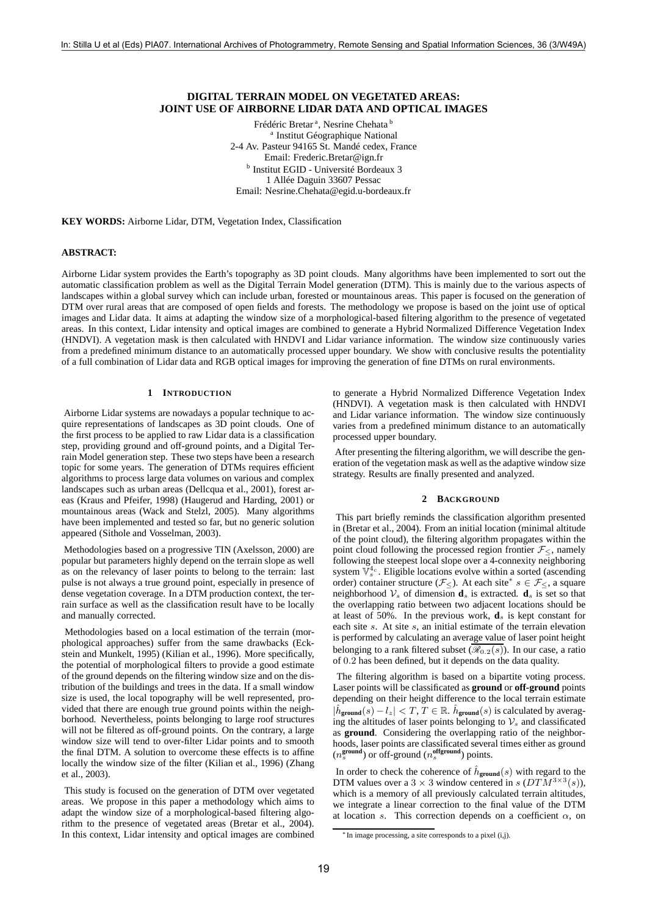# DIGITAL TERRAIN MODEL ON VEGETATED AREAS: JOINT USE OF AIRBORNE LIDAR DATA AND OPTICAL IMAGES

Frédéric Bretar[a], Nesrine Chehata[b]

[a] Institut Géographique National
2-4 Av. Pasteur 94165 St. Mandé cedex, France
Email: Frederic.Bretar@ign.fr

[b] Institut EGID - Université Bordeaux 3
1 Allée Daguin 33607 Pessac
Email: Nesrine.Chehata@egid.u-bordeaux.fr

**KEY WORDS:** Airborne Lidar, DTM, Vegetation Index, Classification

**ABSTRACT:**

Airborne Lidar system provides the Earth's topography as 3D point clouds. Many algorithms have been implemented to sort out the automatic classification problem as well as the Digital Terrain Model generation (DTM). This is mainly due to the various aspects of landscapes within a global survey which can include urban, forested or mountainous areas. This paper is focused on the generation of DTM over rural areas that are composed of open fields and forests. The methodology we propose is based on the joint use of optical images and Lidar data. It aims at adapting the window size of a morphological-based filtering algorithm to the presence of vegetated areas. In this context, Lidar intensity and optical images are combined to generate a Hybrid Normalized Difference Vegetation Index (HNDVI). A vegetation mask is then calculated with HNDVI and Lidar variance information. The window size continuously varies from a predefined minimum distance to an automatically processed upper boundary. We show with conclusive results the potentiality of a full combination of Lidar data and RGB optical images for improving the generation of fine DTMs on rural environments.

## 1 INTRODUCTION

Airborne Lidar systems are nowadays a popular technique to acquire representations of landscapes as 3D point clouds. One of the first process to be applied to raw Lidar data is a classification step, providing ground and off-ground points, and a Digital Terrain Model generation step. These two steps have been a research topic for some years. The generation of DTMs requires efficient algorithms to process large data volumes on various and complex landscapes such as urban areas (Dellcqua et al., 2001), forest areas (Kraus and Pfeifer, 1998) (Haugerud and Harding, 2001) or mountainous areas (Wack and Stelzl, 2005). Many algorithms have been implemented and tested so far, but no generic solution appeared (Sithole and Vosselman, 2003).

Methodologies based on a progressive TIN (Axelsson, 2000) are popular but parameters highly depend on the terrain slope as well as on the relevancy of laser points to belong to the terrain: last pulse is not always a true ground point, especially in presence of dense vegetation coverage. In a DTM production context, the terrain surface as well as the classification result have to be locally and manually corrected.

Methodologies based on a local estimation of the terrain (morphological approaches) suffer from the same drawbacks (Eckstein and Munkelt, 1995) (Kilian et al., 1996). More specifically, the potential of morphological filters to provide a good estimate of the ground depends on the filtering window size and on the distribution of the buildings and trees in the data. If a small window size is used, the local topography will be well represented, provided that there are enough true ground points within the neighborhood. Nevertheless, points belonging to large roof structures will not be filtered as off-ground points. On the contrary, a large window size will tend to over-filter Lidar points and to smooth the final DTM. A solution to overcome these effects is to affine locally the window size of the filter (Kilian et al., 1996) (Zhang et al., 2003).

This study is focused on the generation of DTM over vegetated areas. We propose in this paper a methodology which aims to adapt the window size of a morphological-based filtering algorithm to the presence of vegetated areas (Bretar et al., 2004). In this context, Lidar intensity and optical images are combined to generate a Hybrid Normalized Difference Vegetation Index (HNDVI). A vegetation mask is then calculated with HNDVI and Lidar variance information. The window size continuously varies from a predefined minimum distance to an automatically processed upper boundary.

After presenting the filtering algorithm, we will describe the generation of the vegetation mask as well as the adaptive window size strategy. Results are finally presented and analyzed.

## 2 BACKGROUND

This part briefly reminds the classification algorithm presented in (Bretar et al., 2004). From an initial location (minimal altitude of the point cloud), the filtering algorithm propagates within the point cloud following the processed region frontier $\mathcal{F}_{\leq}$, namely following the steepest local slope over a 4-connexity neighboring system $\mathbb{V}_s^{4_c}$. Eligible locations evolve within a sorted (ascending order) container structure ($\mathcal{F}_{\leq}$). At each site* $s \in \mathcal{F}_{\leq}$, a square neighborhood $\mathcal{V}_s$ of dimension $\mathbf{d}_s$ is extracted. $\mathbf{d}_s$ is set so that the overlapping ratio between two adjacent locations should be at least of 50%. In the previous work, $\mathbf{d}_s$ is kept constant for each site $s$. At site $s$, an initial estimate of the terrain elevation is performed by calculating an average value of laser point height belonging to a rank filtered subset ($\overline{\mathscr{R}_{0.2}(s)}$). In our case, a ratio of $0.2$ has been defined, but it depends on the data quality.

The filtering algorithm is based on a bipartite voting process. Laser points will be classificated as **ground** or **off-ground** points depending on their height difference to the local terrain estimate $|\hat{h}_{\textbf{ground}}(s) - l_z| < T$, $T \in \mathbb{R}$. $\hat{h}_{\textbf{ground}}(s)$ is calculated by averaging the altitudes of laser points belonging to $\mathcal{V}_s$ and classificated as **ground**. Considering the overlapping ratio of the neighborhoods, laser points are classificated several times either as ground ($n_s^{\textbf{ground}}$) or off-ground ($n_s^{\textbf{offground}}$) points.

In order to check the coherence of $\hat{h}_{\textbf{ground}}(s)$ with regard to the DTM values over a $3 \times 3$ window centered in $s$ ($DTM^{3\times3}(s)$), which is a memory of all previously calculated terrain altitudes, we integrate a linear correction to the final value of the DTM at location $s$. This correction depends on a coefficient $\alpha$, on

*In image processing, a site corresponds to a pixel (i,j).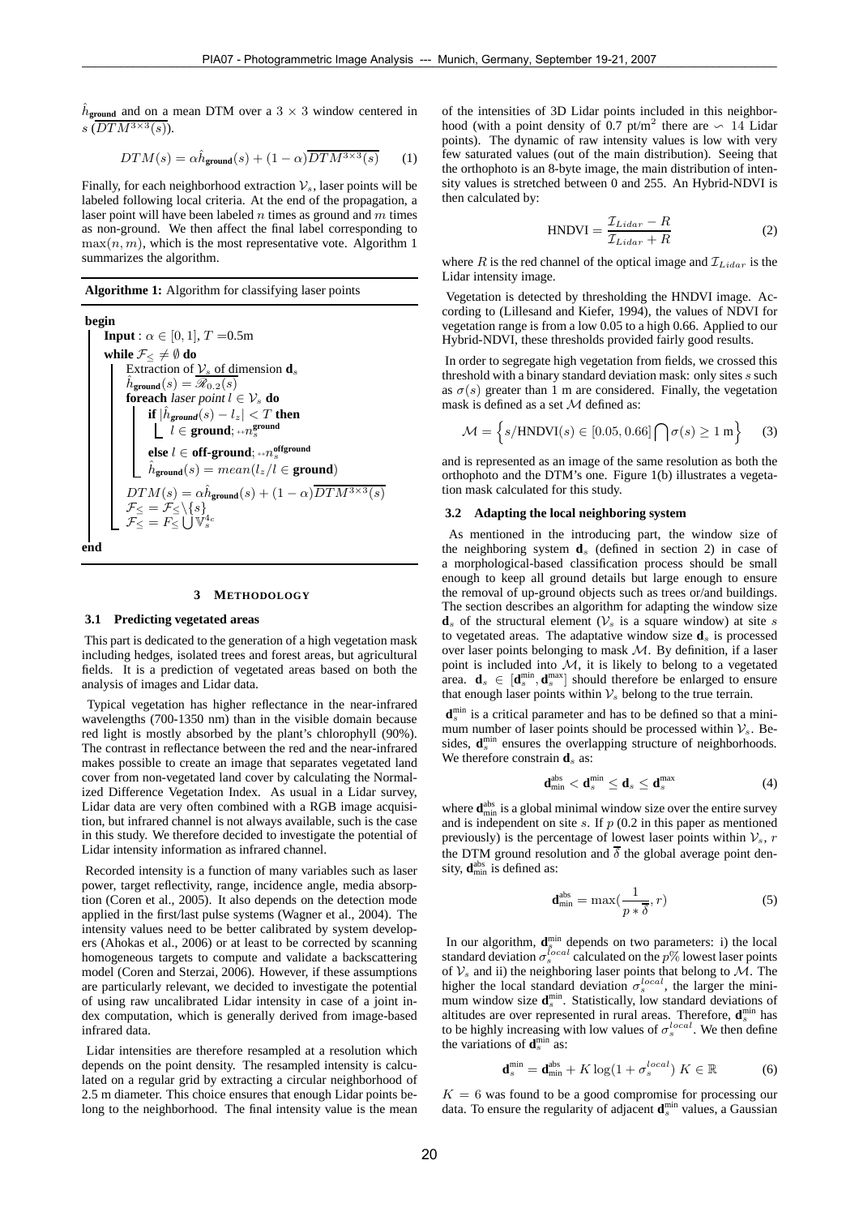$\hat{h}_{\mathbf{ground}}$ and on a mean DTM over a $3 \times 3$ window centered in $s$ ($\overline{DTM^{3\times3}(s)}$).

$$DTM(s) = \alpha\hat{h}_{\mathbf{ground}}(s) + (1-\alpha)\overline{DTM^{3\times3}(s)} \qquad (1)$$

Finally, for each neighborhood extraction $\mathcal{V}_s$, laser points will be labeled following local criteria. At the end of the propagation, a laser point will have been labeled $n$ times as ground and $m$ times as non-ground. We then affect the final label corresponding to $\max(n, m)$, which is the most representative vote. Algorithm 1 summarizes the algorithm.

**Algorithme 1:** Algorithm for classifying laser points

```
begin
  Input : α ∈ [0,1], T = 0.5m
  while F≤ ≠ ∅ do
    Extraction of V_s of dimension d_s
    ĥ_ground(s) = R_0.2(s)
    foreach laser point l ∈ V_s do
      if |ĥ_ground(s) − l_z| < T then
        l ∈ ground; ++n_s^ground
      else l ∈ off-ground; ++n_s^offground
      ĥ_ground(s) = mean(l_z / l ∈ ground)
    DTM(s) = α ĥ_ground(s) + (1 − α) mean(DTM^{3×3}(s))
    F≤ = F≤ \ {s}
    F≤ = F≤ ∪ V_s^{4c}
end
```

## 3 METHODOLOGY

### 3.1 Predicting vegetated areas

This part is dedicated to the generation of a high vegetation mask including hedges, isolated trees and forest areas, but agricultural fields. It is a prediction of vegetated areas based on both the analysis of images and Lidar data.

Typical vegetation has higher reflectance in the near-infrared wavelengths (700-1350 nm) than in the visible domain because red light is mostly absorbed by the plant's chlorophyll (90%). The contrast in reflectance between the red and the near-infrared makes possible to create an image that separates vegetated land cover from non-vegetated land cover by calculating the Normalized Difference Vegetation Index. As usual in a Lidar survey, Lidar data are very often combined with a RGB image acquisition, but infrared channel is not always available, such is the case in this study. We therefore decided to investigate the potential of Lidar intensity information as infrared channel.

Recorded intensity is a function of many variables such as laser power, target reflectivity, range, incidence angle, media absorption (Coren et al., 2005). It also depends on the detection mode applied in the first/last pulse systems (Wagner et al., 2004). The intensity values need to be better calibrated by system developers (Ahokas et al., 2006) or at least to be corrected by scanning homogeneous targets to compute and validate a backscattering model (Coren and Sterzai, 2006). However, if these assumptions are particularly relevant, we decided to investigate the potential of using raw uncalibrated Lidar intensity in case of a joint index computation, which is generally derived from image-based infrared data.

Lidar intensities are therefore resampled at a resolution which depends on the point density. The resampled intensity is calculated on a regular grid by extracting a circular neighborhood of 2.5 m diameter. This choice ensures that enough Lidar points belong to the neighborhood. The final intensity value is the mean of the intensities of 3D Lidar points included in this neighborhood (with a point density of 0.7 pt/m$^2$ there are $\backsim$ 14 Lidar points). The dynamic of raw intensity values is low with very few saturated values (out of the main distribution). Seeing that the orthophoto is an 8-byte image, the main distribution of intensity values is stretched between 0 and 255. An Hybrid-NDVI is then calculated by:

$$\text{HNDVI} = \frac{\mathcal{I}_{Lidar} - R}{\mathcal{I}_{Lidar} + R} \qquad (2)$$

where $R$ is the red channel of the optical image and $\mathcal{I}_{Lidar}$ is the Lidar intensity image.

Vegetation is detected by thresholding the HNDVI image. According to (Lillesand and Kiefer, 1994), the values of NDVI for vegetation range is from a low 0.05 to a high 0.66. Applied to our Hybrid-NDVI, these thresholds provided fairly good results.

In order to segregate high vegetation from fields, we crossed this threshold with a binary standard deviation mask: only sites $s$ such as $\sigma(s)$ greater than 1 m are considered. Finally, the vegetation mask is defined as a set $\mathcal{M}$ defined as:

$$\mathcal{M} = \left\{ s/\text{HNDVI}(s) \in [0.05, 0.66] \bigcap \sigma(s) \geq 1 \text{ m} \right\} \qquad (3)$$

and is represented as an image of the same resolution as both the orthophoto and the DTM's one. Figure 1(b) illustrates a vegetation mask calculated for this study.

### 3.2 Adapting the local neighboring system

As mentioned in the introducing part, the window size of the neighboring system $\mathbf{d}_s$ (defined in section 2) in case of a morphological-based classification process should be small enough to keep all ground details but large enough to ensure the removal of up-ground objects such as trees or/and buildings. The section describes an algorithm for adapting the window size $\mathbf{d}_s$ of the structural element ($\mathcal{V}_s$ is a square window) at site $s$ to vegetated areas. The adaptative window size $\mathbf{d}_s$ is processed over laser points belonging to mask $\mathcal{M}$. By definition, if a laser point is included into $\mathcal{M}$, it is likely to belong to a vegetated area. $\mathbf{d}_s \in [\mathbf{d}_s^{\min}, \mathbf{d}_s^{\max}]$ should therefore be enlarged to ensure that enough laser points within $\mathcal{V}_s$ belong to the true terrain.

$\mathbf{d}_s^{\min}$ is a critical parameter and has to be defined so that a minimum number of laser points should be processed within $\mathcal{V}_s$. Besides, $\mathbf{d}_s^{\min}$ ensures the overlapping structure of neighborhoods. We therefore constrain $\mathbf{d}_s$ as:

$$\mathbf{d}_{\min}^{\text{abs}} < \mathbf{d}_s^{\min} \leq \mathbf{d}_s \leq \mathbf{d}_s^{\max} \qquad (4)$$

where $\mathbf{d}_{\min}^{\text{abs}}$ is a global minimal window size over the entire survey and is independent on site $s$. If $p$ (0.2 in this paper as mentioned previously) is the percentage of lowest laser points within $\mathcal{V}_s$, $r$ the DTM ground resolution and $\overline{\delta}$ the global average point density, $\mathbf{d}_{\min}^{\text{abs}}$ is defined as:

$$\mathbf{d}_{\min}^{\text{abs}} = \max\left(\frac{1}{p * \overline{\delta}}, r\right) \qquad (5)$$

In our algorithm, $\mathbf{d}_s^{\min}$ depends on two parameters: i) the local standard deviation $\sigma_s^{local}$ calculated on the $p\%$ lowest laser points of $\mathcal{V}_s$ and ii) the neighboring laser points that belong to $\mathcal{M}$. The higher the local standard deviation $\sigma_s^{local}$, the larger the minimum window size $\mathbf{d}_s^{\min}$. Statistically, low standard deviations of altitudes are over represented in rural areas. Therefore, $\mathbf{d}_s^{\min}$ has to be highly increasing with low values of $\sigma_s^{local}$. We then define the variations of $\mathbf{d}_s^{\min}$ as:

$$\mathbf{d}_s^{\min} = \mathbf{d}_{\min}^{\text{abs}} + K \log(1 + \sigma_s^{local}) \; K \in \mathbb{R} \qquad (6)$$

$K = 6$ was found to be a good compromise for processing our data. To ensure the regularity of adjacent $\mathbf{d}_s^{\min}$ values, a Gaussian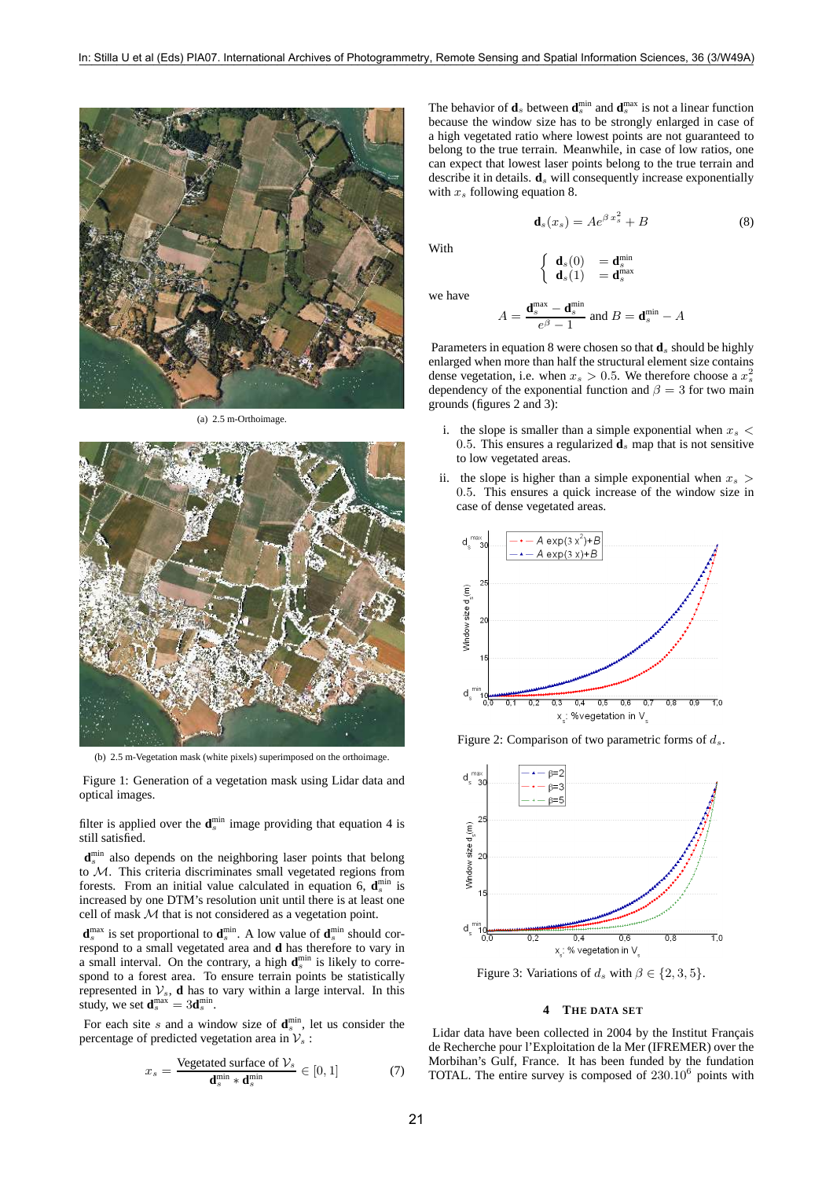(a) 2.5 m-Orthoimage.

(b) 2.5 m-Vegetation mask (white pixels) superimposed on the orthoimage.

Figure 1: Generation of a vegetation mask using Lidar data and optical images.

filter is applied over the $\mathbf{d}_s^{\min}$ image providing that equation 4 is still satisfied.

$\mathbf{d}_s^{\min}$ also depends on the neighboring laser points that belong to $\mathcal{M}$. This criteria discriminates small vegetated regions from forests. From an initial value calculated in equation 6, $\mathbf{d}_s^{\min}$ is increased by one DTM's resolution unit until there is at least one cell of mask $\mathcal{M}$ that is not considered as a vegetation point.

$\mathbf{d}_s^{\max}$ is set proportional to $\mathbf{d}_s^{\min}$. A low value of $\mathbf{d}_s^{\min}$ should correspond to a small vegetated area and $\mathbf{d}$ has therefore to vary in a small interval. On the contrary, a high $\mathbf{d}_s^{\min}$ is likely to correspond to a forest area. To ensure terrain points be statistically represented in $\mathcal{V}_s$, $\mathbf{d}$ has to vary within a large interval. In this study, we set $\mathbf{d}_s^{\max} = 3\mathbf{d}_s^{\min}$.

For each site $s$ and a window size of $\mathbf{d}_s^{\min}$, let us consider the percentage of predicted vegetation area in $\mathcal{V}_s$ :

$$x_s = \frac{\text{Vegetated surface of } \mathcal{V}_s}{\mathbf{d}_s^{\min} * \mathbf{d}_s^{\min}} \in [0, 1] \tag{7}$$

The behavior of $\mathbf{d}_s$ between $\mathbf{d}_s^{\min}$ and $\mathbf{d}_s^{\max}$ is not a linear function because the window size has to be strongly enlarged in case of a high vegetated ratio where lowest points are not guaranteed to belong to the true terrain. Meanwhile, in case of low ratios, one can expect that lowest laser points belong to the true terrain and describe it in details. $\mathbf{d}_s$ will consequently increase exponentially with $x_s$ following equation 8.

$$\mathbf{d}_s(x_s) = Ae^{\beta x_s^2} + B \tag{8}$$

With

$$\begin{cases} \mathbf{d}_s(0) & = \mathbf{d}_s^{\min} \\ \mathbf{d}_s(1) & = \mathbf{d}_s^{\max} \end{cases}$$

we have

$$A = \frac{\mathbf{d}_s^{\max} - \mathbf{d}_s^{\min}}{e^{\beta} - 1} \text{ and } B = \mathbf{d}_s^{\min} - A$$

Parameters in equation 8 were chosen so that $\mathbf{d}_s$ should be highly enlarged when more than half the structural element size contains dense vegetation, i.e. when $x_s > 0.5$. We therefore choose a $x_s^2$ dependency of the exponential function and $\beta = 3$ for two main grounds (figures 2 and 3):

i. the slope is smaller than a simple exponential when $x_s < 0.5$. This ensures a regularized $\mathbf{d}_s$ map that is not sensitive to low vegetated areas.

ii. the slope is higher than a simple exponential when $x_s > 0.5$. This ensures a quick increase of the window size in case of dense vegetated areas.

Figure 2: Comparison of two parametric forms of $d_s$.

Figure 3: Variations of $d_s$ with $\beta \in \{2, 3, 5\}$.

## 4 THE DATA SET

Lidar data have been collected in 2004 by the Institut Français de Recherche pour l'Exploitation de la Mer (IFREMER) over the Morbihan's Gulf, France. It has been funded by the fundation TOTAL. The entire survey is composed of $230.10^6$ points with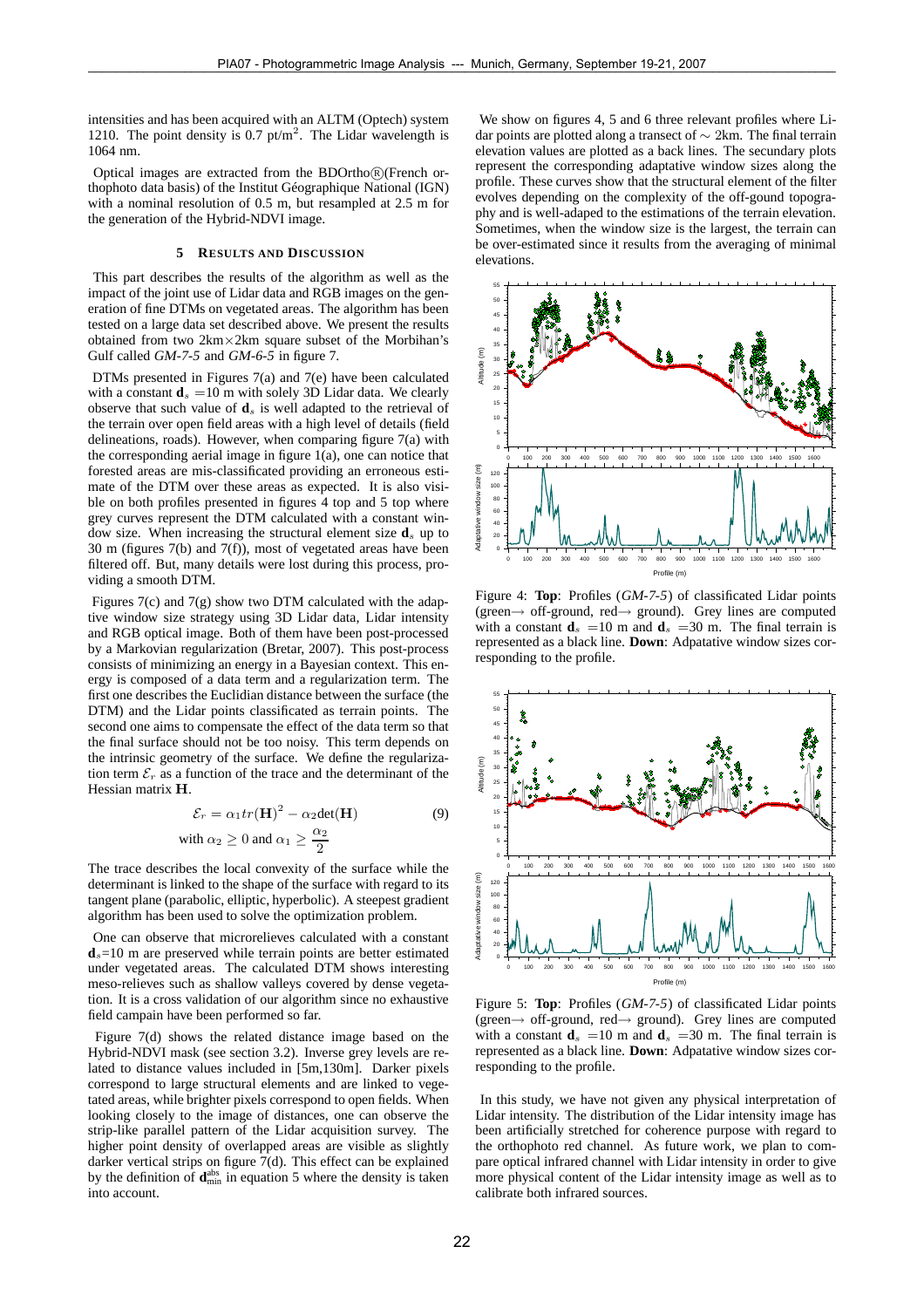intensities and has been acquired with an ALTM (Optech) system 1210. The point density is 0.7 pt/m$^2$. The Lidar wavelength is 1064 nm.

Optical images are extracted from the BDOrtho®(French orthophoto data basis) of the Institut Géographique National (IGN) with a nominal resolution of 0.5 m, but resampled at 2.5 m for the generation of the Hybrid-NDVI image.

## 5 RESULTS AND DISCUSSION

This part describes the results of the algorithm as well as the impact of the joint use of Lidar data and RGB images on the generation of fine DTMs on vegetated areas. The algorithm has been tested on a large data set described above. We present the results obtained from two 2km×2km square subset of the Morbihan's Gulf called *GM-7-5* and *GM-6-5* in figure 7.

DTMs presented in Figures 7(a) and 7(e) have been calculated with a constant $\mathbf{d}_s$ =10 m with solely 3D Lidar data. We clearly observe that such value of $\mathbf{d}_s$ is well adapted to the retrieval of the terrain over open field areas with a high level of details (field delineations, roads). However, when comparing figure 7(a) with the corresponding aerial image in figure 1(a), one can notice that forested areas are mis-classificated providing an erroneous estimate of the DTM over these areas as expected. It is also visible on both profiles presented in figures 4 top and 5 top where grey curves represent the DTM calculated with a constant window size. When increasing the structural element size $\mathbf{d}_s$ up to 30 m (figures 7(b) and 7(f)), most of vegetated areas have been filtered off. But, many details were lost during this process, providing a smooth DTM.

Figures 7(c) and 7(g) show two DTM calculated with the adaptive window size strategy using 3D Lidar data, Lidar intensity and RGB optical image. Both of them have been post-processed by a Markovian regularization (Bretar, 2007). This post-process consists of minimizing an energy in a Bayesian context. This energy is composed of a data term and a regularization term. The first one describes the Euclidian distance between the surface (the DTM) and the Lidar points classificated as terrain points. The second one aims to compensate the effect of the data term so that the final surface should not be too noisy. This term depends on the intrinsic geometry of the surface. We define the regularization term $\mathcal{E}_r$ as a function of the trace and the determinant of the Hessian matrix $\mathbf{H}$.

$$\mathcal{E}_r = \alpha_1 tr(\mathbf{H})^2 - \alpha_2 \text{det}(\mathbf{H}) \tag{9}$$
$$\text{with } \alpha_2 \geq 0 \text{ and } \alpha_1 \geq \frac{\alpha_2}{2}$$

The trace describes the local convexity of the surface while the determinant is linked to the shape of the surface with regard to its tangent plane (parabolic, elliptic, hyperbolic). A steepest gradient algorithm has been used to solve the optimization problem.

One can observe that microrelieves calculated with a constant $\mathbf{d}_s$=10 m are preserved while terrain points are better estimated under vegetated areas. The calculated DTM shows interesting meso-relieves such as shallow valleys covered by dense vegetation. It is a cross validation of our algorithm since no exhaustive field campain have been performed so far.

Figure 7(d) shows the related distance image based on the Hybrid-NDVI mask (see section 3.2). Inverse grey levels are related to distance values included in [5m,130m]. Darker pixels correspond to large structural elements and are linked to vegetated areas, while brighter pixels correspond to open fields. When looking closely to the image of distances, one can observe the strip-like parallel pattern of the Lidar acquisition survey. The higher point density of overlapped areas are visible as slightly darker vertical strips on figure 7(d). This effect can be explained by the definition of $\mathbf{d}_{\min}^{\text{abs}}$ in equation 5 where the density is taken into account.

We show on figures 4, 5 and 6 three relevant profiles where Lidar points are plotted along a transect of ∼ 2km. The final terrain elevation values are plotted as a back lines. The secundary plots represent the corresponding adaptative window sizes along the profile. These curves show that the structural element of the filter evolves depending on the complexity of the off-gound topography and is well-adaped to the estimations of the terrain elevation. Sometimes, when the window size is the largest, the terrain can be over-estimated since it results from the averaging of minimal elevations.

Figure 4: **Top**: Profiles (*GM-7-5*) of classificated Lidar points (green→ off-ground, red→ ground). Grey lines are computed with a constant $\mathbf{d}_s$ =10 m and $\mathbf{d}_s$ =30 m. The final terrain is represented as a black line. **Down**: Adpatative window sizes corresponding to the profile.

Figure 5: **Top**: Profiles (*GM-7-5*) of classificated Lidar points (green→ off-ground, red→ ground). Grey lines are computed with a constant $\mathbf{d}_s$ =10 m and $\mathbf{d}_s$ =30 m. The final terrain is represented as a black line. **Down**: Adpatative window sizes corresponding to the profile.

In this study, we have not given any physical interpretation of Lidar intensity. The distribution of the Lidar intensity image has been artificially stretched for coherence purpose with regard to the orthophoto red channel. As future work, we plan to compare optical infrared channel with Lidar intensity in order to give more physical content of the Lidar intensity image as well as to calibrate both infrared sources.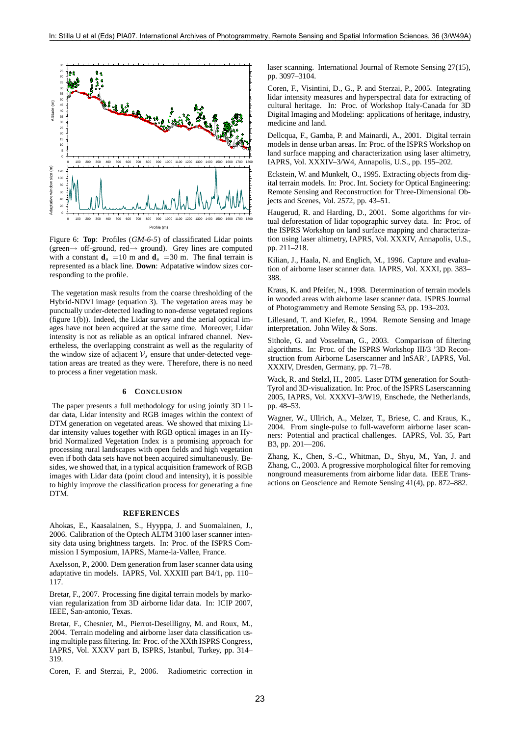Figure 6: **Top**: Profiles (*GM-6-5*) of classificated Lidar points (green→ off-ground, red→ ground). Grey lines are computed with a constant $\mathbf{d}_s = 10$ m and $\mathbf{d}_s = 30$ m. The final terrain is represented as a black line. **Down**: Adpatative window sizes corresponding to the profile.

The vegetation mask results from the coarse thresholding of the Hybrid-NDVI image (equation 3). The vegetation areas may be punctually under-detected leading to non-dense vegetated regions (figure 1(b)). Indeed, the Lidar survey and the aerial optical images have not been acquired at the same time. Moreover, Lidar intensity is not as reliable as an optical infrared channel. Nevertheless, the overlapping constraint as well as the regularity of the window size of adjacent $\mathcal{V}_s$ ensure that under-detected vegetation areas are treated as they were. Therefore, there is no need to process a finer vegetation mask.

## 6 CONCLUSION

The paper presents a full methodology for using jointly 3D Lidar data, Lidar intensity and RGB images within the context of DTM generation on vegetated areas. We showed that mixing Lidar intensity values together with RGB optical images in an Hybrid Normalized Vegetation Index is a promising approach for processing rural landscapes with open fields and high vegetation even if both data sets have not been acquired simultaneously. Besides, we showed that, in a typical acquisition framework of RGB images with Lidar data (point cloud and intensity), it is possible to highly improve the classification process for generating a fine DTM.

## REFERENCES

Ahokas, E., Kaasalainen, S., Hyyppa, J. and Suomalainen, J., 2006. Calibration of the Optech ALTM 3100 laser scanner intensity data using brightness targets. In: Proc. of the ISPRS Commission I Symposium, IAPRS, Marne-la-Vallee, France.

Axelsson, P., 2000. Dem generation from laser scanner data using adaptative tin models. IAPRS, Vol. XXXIII part B4/1, pp. 110–117.

Bretar, F., 2007. Processing fine digital terrain models by markovian regularization from 3D airborne lidar data. In: ICIP 2007, IEEE, San-antonio, Texas.

Bretar, F., Chesnier, M., Pierrot-Deseilligny, M. and Roux, M., 2004. Terrain modeling and airborne laser data classification using multiple pass filtering. In: Proc. of the XXth ISPRS Congress, IAPRS, Vol. XXXV part B, ISPRS, Istanbul, Turkey, pp. 314–319.

Coren, F. and Sterzai, P., 2006. Radiometric correction in laser scanning. International Journal of Remote Sensing 27(15), pp. 3097–3104.

Coren, F., Visintini, D., G., P. and Sterzai, P., 2005. Integrating lidar intensity measures and hyperspectral data for extracting of cultural heritage. In: Proc. of Workshop Italy-Canada for 3D Digital Imaging and Modeling: applications of heritage, industry, medicine and land.

Dellcqua, F., Gamba, P. and Mainardi, A., 2001. Digital terrain models in dense urban areas. In: Proc. of the ISPRS Workshop on land surface mapping and characterization using laser altimetry, IAPRS, Vol. XXXIV–3/W4, Annapolis, U.S., pp. 195–202.

Eckstein, W. and Munkelt, O., 1995. Extracting objects from digital terrain models. In: Proc. Int. Society for Optical Engineering: Remote Sensing and Reconstruction for Three-Dimensional Objects and Scenes, Vol. 2572, pp. 43–51.

Haugerud, R. and Harding, D., 2001. Some algorithms for virtual deforestation of lidar topographic survey data. In: Proc. of the ISPRS Workshop on land surface mapping and characterization using laser altimetry, IAPRS, Vol. XXXIV, Annapolis, U.S., pp. 211–218.

Kilian, J., Haala, N. and Englich, M., 1996. Capture and evaluation of airborne laser scanner data. IAPRS, Vol. XXXI, pp. 383–388.

Kraus, K. and Pfeifer, N., 1998. Determination of terrain models in wooded areas with airborne laser scanner data. ISPRS Journal of Photogrammetry and Remote Sensing 53, pp. 193–203.

Lillesand, T. and Kiefer, R., 1994. Remote Sensing and Image interpretation. John Wiley & Sons.

Sithole, G. and Vosselman, G., 2003. Comparison of filtering algorithms. In: Proc. of the ISPRS Workshop III/3 '3D Reconstruction from Airborne Laserscanner and InSAR', IAPRS, Vol. XXXIV, Dresden, Germany, pp. 71–78.

Wack, R. and Stelzl, H., 2005. Laser DTM generation for South-Tyrol and 3D-visualization. In: Proc. of the ISPRS Laserscanning 2005, IAPRS, Vol. XXXVI–3/W19, Enschede, the Netherlands, pp. 48–53.

Wagner, W., Ullrich, A., Melzer, T., Briese, C. and Kraus, K., 2004. From single-pulse to full-waveform airborne laser scanners: Potential and practical challenges. IAPRS, Vol. 35, Part B3, pp. 201—206.

Zhang, K., Chen, S.-C., Whitman, D., Shyu, M., Yan, J. and Zhang, C., 2003. A progressive morphological filter for removing nonground measurements from airborne lidar data. IEEE Transactions on Geoscience and Remote Sensing 41(4), pp. 872–882.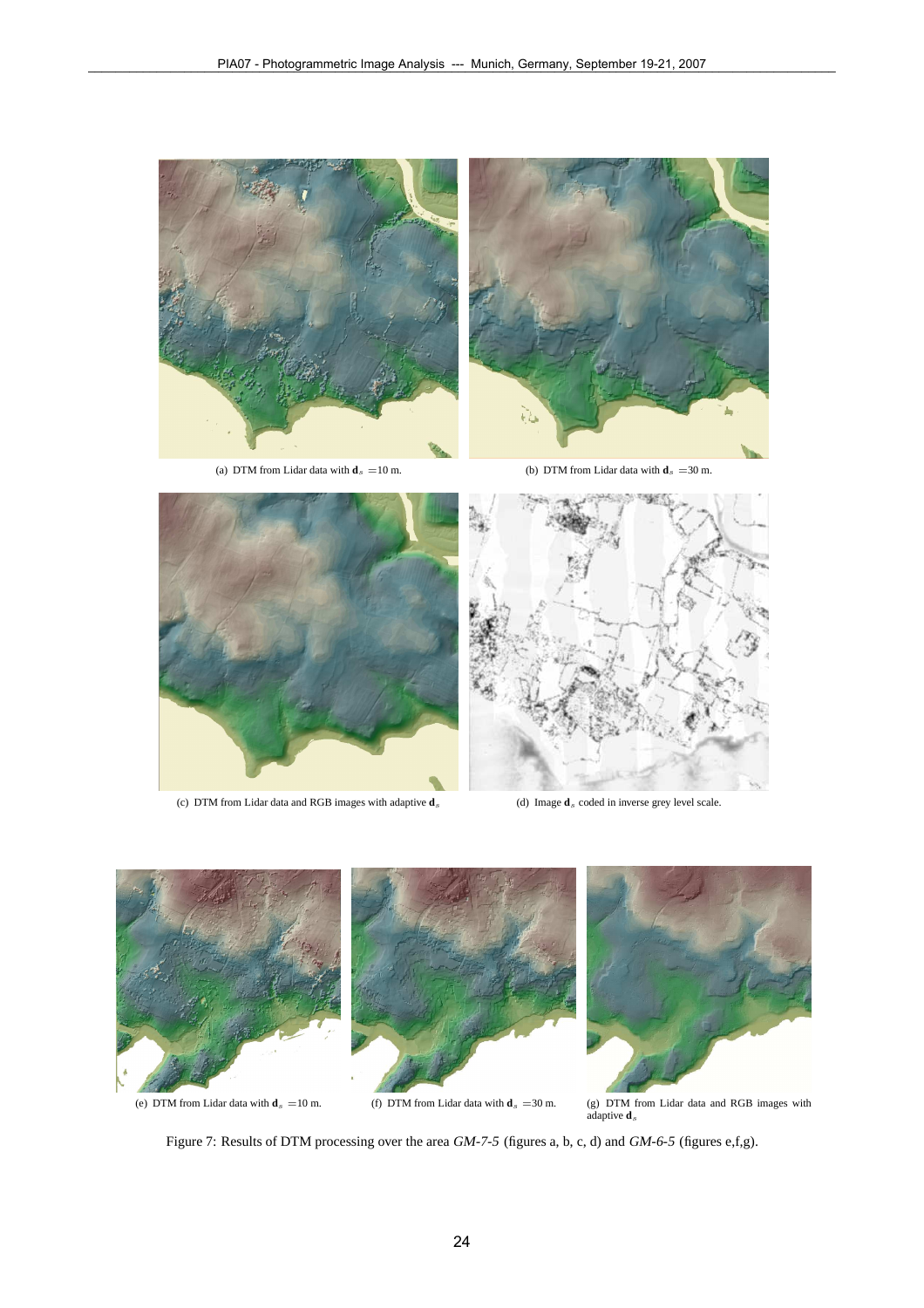(a) DTM from Lidar data with $\mathbf{d}_s = 10$ m.

(b) DTM from Lidar data with $\mathbf{d}_s = 30$ m.

(c) DTM from Lidar data and RGB images with adaptive $\mathbf{d}_s$

(d) Image $\mathbf{d}_s$ coded in inverse grey level scale.

(e) DTM from Lidar data with $\mathbf{d}_s = 10$ m.

(f) DTM from Lidar data with $\mathbf{d}_s = 30$ m.

(g) DTM from Lidar data and RGB images with adaptive $\mathbf{d}_s$

Figure 7: Results of DTM processing over the area *GM-7-5* (figures a, b, c, d) and *GM-6-5* (figures e,f,g).